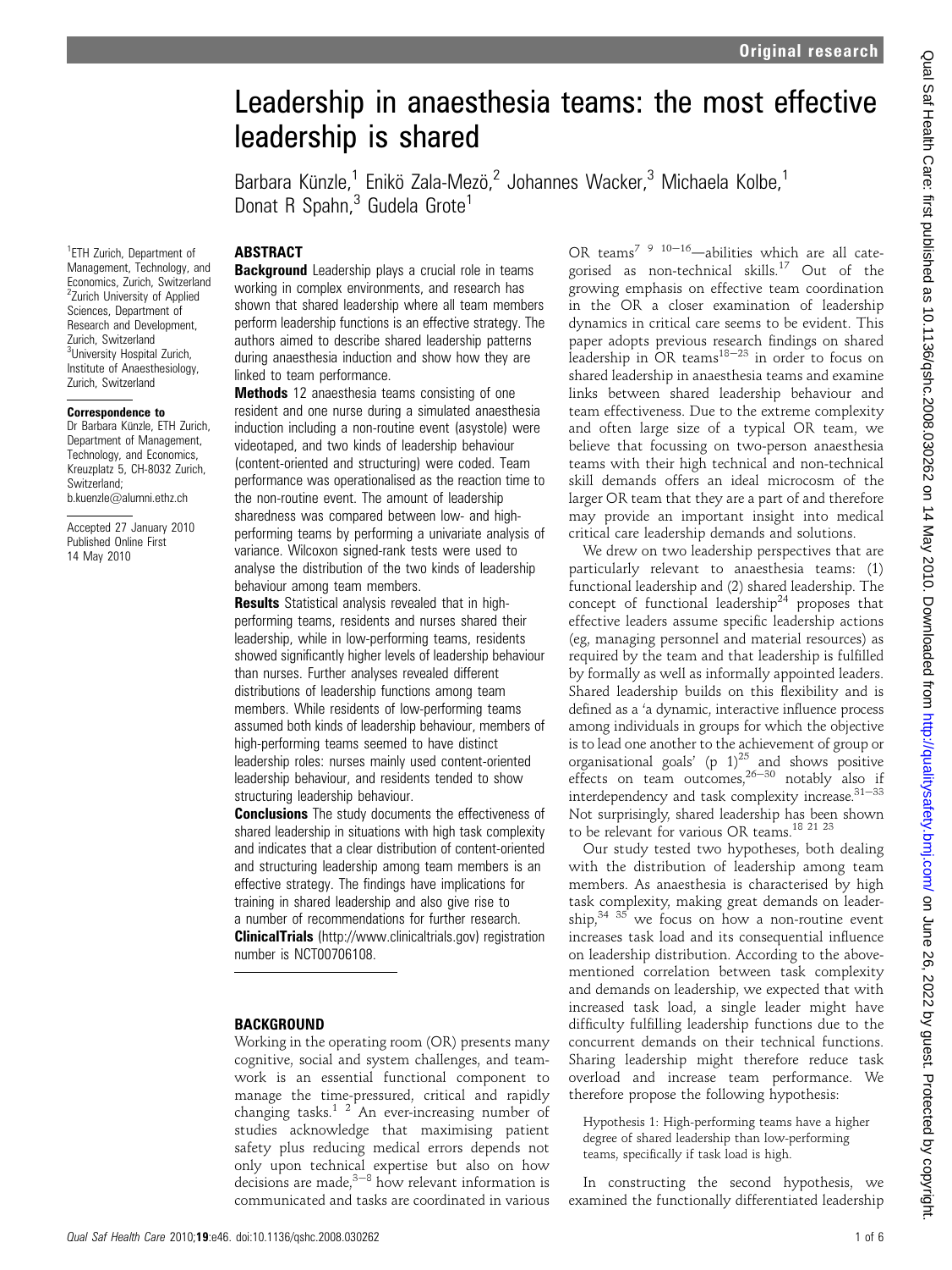# Leadership in anaesthesia teams: the most effective leadership is shared

Barbara Künzle,[1] Enikö Zala-Mezö,[2] Johannes Wacker,[3] Michaela Kolbe,[1] Donat R Spahn,[3] Gudela Grote[1]

[1]ETH Zurich, Department of Management, Technology, and Economics, Zurich, Switzerland
[2]Zurich University of Applied Sciences, Department of Research and Development, Zurich, Switzerland
[3]University Hospital Zurich, Institute of Anaesthesiology, Zurich, Switzerland

**Correspondence to**
Dr Barbara Künzle, ETH Zurich, Department of Management, Technology, and Economics, Kreuzplatz 5, CH-8032 Zurich, Switzerland; b.kuenzle@alumni.ethz.ch

Accepted 27 January 2010
Published Online First 14 May 2010

## ABSTRACT

**Background** Leadership plays a crucial role in teams working in complex environments, and research has shown that shared leadership where all team members perform leadership functions is an effective strategy. The authors aimed to describe shared leadership patterns during anaesthesia induction and show how they are linked to team performance.

**Methods** 12 anaesthesia teams consisting of one resident and one nurse during a simulated anaesthesia induction including a non-routine event (asystole) were videotaped, and two kinds of leadership behaviour (content-oriented and structuring) were coded. Team performance was operationalised as the reaction time to the non-routine event. The amount of leadership sharedness was compared between low- and high-performing teams by performing a univariate analysis of variance. Wilcoxon signed-rank tests were used to analyse the distribution of the two kinds of leadership behaviour among team members.

**Results** Statistical analysis revealed that in high-performing teams, residents and nurses shared their leadership, while in low-performing teams, residents showed significantly higher levels of leadership behaviour than nurses. Further analyses revealed different distributions of leadership functions among team members. While residents of low-performing teams assumed both kinds of leadership behaviour, members of high-performing teams seemed to have distinct leadership roles: nurses mainly used content-oriented leadership behaviour, and residents tended to show structuring leadership behaviour.

**Conclusions** The study documents the effectiveness of shared leadership in situations with high task complexity and indicates that a clear distribution of content-oriented and structuring leadership among team members is an effective strategy. The findings have implications for training in shared leadership and also give rise to a number of recommendations for further research.

**ClinicalTrials** (http://www.clinicaltrials.gov) registration number is NCT00706108.

## BACKGROUND

Working in the operating room (OR) presents many cognitive, social and system challenges, and teamwork is an essential functional component to manage the time-pressured, critical and rapidly changing tasks.[1 2] An ever-increasing number of studies acknowledge that maximising patient safety plus reducing medical errors depends not only upon technical expertise but also on how decisions are made,[3–8] how relevant information is communicated and tasks are coordinated in various OR teams[7 9 10–16]—abilities which are all categorised as non-technical skills.[17] Out of the growing emphasis on effective team coordination in the OR a closer examination of leadership dynamics in critical care seems to be evident. This paper adopts previous research findings on shared leadership in OR teams[18–23] in order to focus on shared leadership in anaesthesia teams and examine links between shared leadership behaviour and team effectiveness. Due to the extreme complexity and often large size of a typical OR team, we believe that focussing on two-person anaesthesia teams with their high technical and non-technical skill demands offers an ideal microcosm of the larger OR team that they are a part of and therefore may provide an important insight into medical critical care leadership demands and solutions.

We drew on two leadership perspectives that are particularly relevant to anaesthesia teams: (1) functional leadership and (2) shared leadership. The concept of functional leadership[24] proposes that effective leaders assume specific leadership actions (eg, managing personnel and material resources) as required by the team and that leadership is fulfilled by formally as well as informally appointed leaders. Shared leadership builds on this flexibility and is defined as a 'a dynamic, interactive influence process among individuals in groups for which the objective is to lead one another to the achievement of group or organisational goals' (p 1)[25] and shows positive effects on team outcomes,[26–30] notably also if interdependency and task complexity increase.[31–33] Not surprisingly, shared leadership has been shown to be relevant for various OR teams.[18 21 23]

Our study tested two hypotheses, both dealing with the distribution of leadership among team members. As anaesthesia is characterised by high task complexity, making great demands on leadership,[34 35] we focus on how a non-routine event increases task load and its consequential influence on leadership distribution. According to the above-mentioned correlation between task complexity and demands on leadership, we expected that with increased task load, a single leader might have difficulty fulfilling leadership functions due to the concurrent demands on their technical functions. Sharing leadership might therefore reduce task overload and increase team performance. We therefore propose the following hypothesis:

> Hypothesis 1: High-performing teams have a higher degree of shared leadership than low-performing teams, specifically if task load is high.

In constructing the second hypothesis, we examined the functionally differentiated leadership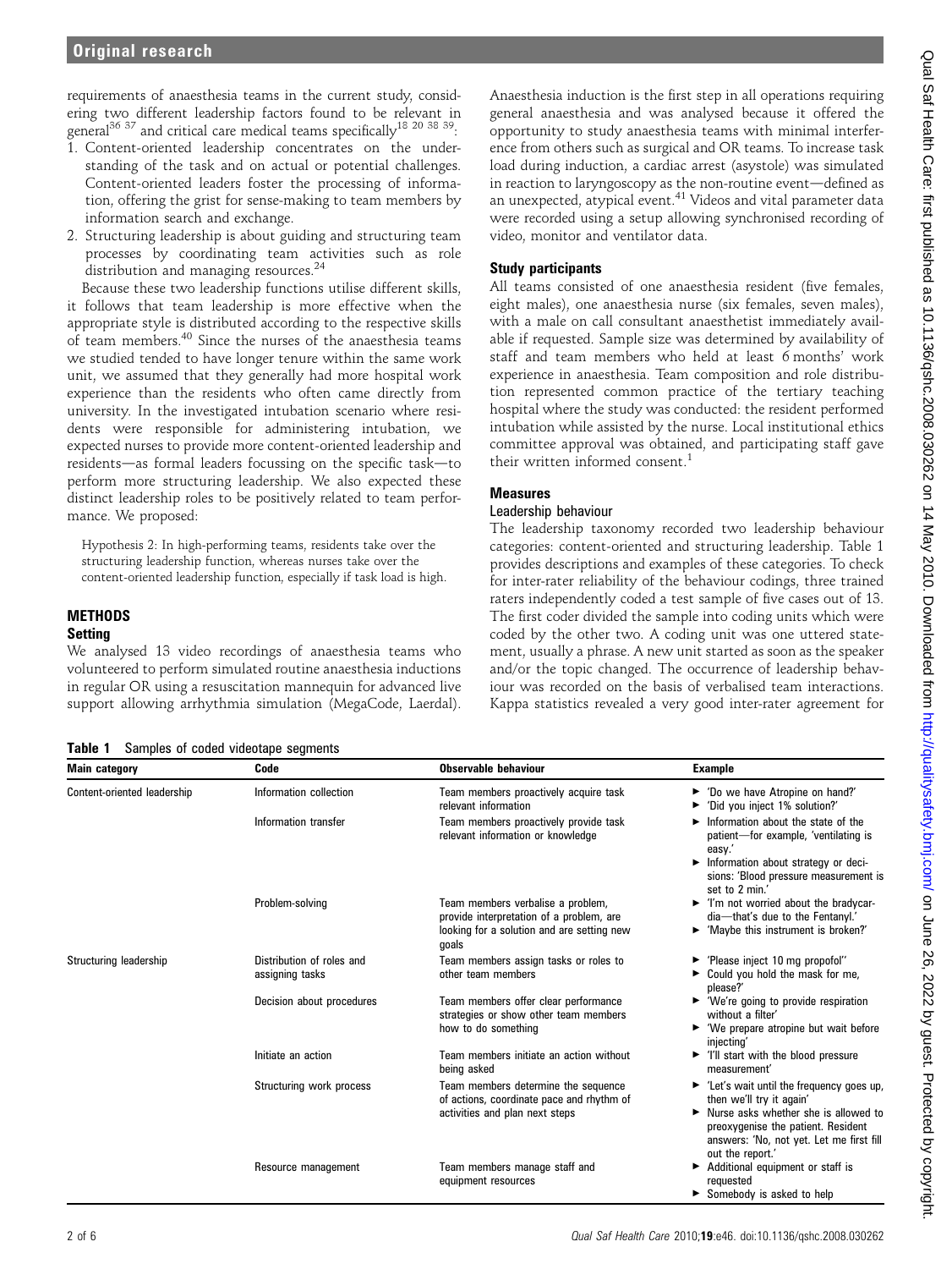requirements of anaesthesia teams in the current study, considering two different leadership factors found to be relevant in general[36 37] and critical care medical teams specifically[18 20 38 39]:

1. Content-oriented leadership concentrates on the understanding of the task and on actual or potential challenges. Content-oriented leaders foster the processing of information, offering the grist for sense-making to team members by information search and exchange.
2. Structuring leadership is about guiding and structuring team processes by coordinating team activities such as role distribution and managing resources.[24]

Because these two leadership functions utilise different skills, it follows that team leadership is more effective when the appropriate style is distributed according to the respective skills of team members.[40] Since the nurses of the anaesthesia teams we studied tended to have longer tenure within the same work unit, we assumed that they generally had more hospital work experience than the residents who often came directly from university. In the investigated intubation scenario where residents were responsible for administering intubation, we expected nurses to provide more content-oriented leadership and residents—as formal leaders focussing on the specific task—to perform more structuring leadership. We also expected these distinct leadership roles to be positively related to team performance. We proposed:

> Hypothesis 2: In high-performing teams, residents take over the structuring leadership function, whereas nurses take over the content-oriented leadership function, especially if task load is high.

## METHODS

### Setting

We analysed 13 video recordings of anaesthesia teams who volunteered to perform simulated routine anaesthesia inductions in regular OR using a resuscitation mannequin for advanced live support allowing arrhythmia simulation (MegaCode, Laerdal). Anaesthesia induction is the first step in all operations requiring general anaesthesia and was analysed because it offered the opportunity to study anaesthesia teams with minimal interference from others such as surgical and OR teams. To increase task load during induction, a cardiac arrest (asystole) was simulated in reaction to laryngoscopy as the non-routine event—defined as an unexpected, atypical event.[41] Videos and vital parameter data were recorded using a setup allowing synchronised recording of video, monitor and ventilator data.

### Study participants

All teams consisted of one anaesthesia resident (five females, eight males), one anaesthesia nurse (six females, seven males), with a male on call consultant anaesthetist immediately available if requested. Sample size was determined by availability of staff and team members who held at least 6 months' work experience in anaesthesia. Team composition and role distribution represented common practice of the tertiary teaching hospital where the study was conducted: the resident performed intubation while assisted by the nurse. Local institutional ethics committee approval was obtained, and participating staff gave their written informed consent.[1]

### Measures

#### Leadership behaviour

The leadership taxonomy recorded two leadership behaviour categories: content-oriented and structuring leadership. Table 1 provides descriptions and examples of these categories. To check for inter-rater reliability of the behaviour codings, three trained raters independently coded a test sample of five cases out of 13. The first coder divided the sample into coding units which were coded by the other two. A coding unit was one uttered statement, usually a phrase. A new unit started as soon as the speaker and/or the topic changed. The occurrence of leadership behaviour was recorded on the basis of verbalised team interactions. Kappa statistics revealed a very good inter-rater agreement for

**Table 1** Samples of coded videotape segments

| Main category | Code | Observable behaviour | Example |
|---|---|---|---|
| Content-oriented leadership | Information collection | Team members proactively acquire task relevant information | ▶ 'Do we have Atropine on hand?' ▶ 'Did you inject 1% solution?' |
| | Information transfer | Team members proactively provide task relevant information or knowledge | ▶ Information about the state of the patient—for example, 'ventilating is easy.' ▶ Information about strategy or decisions: 'Blood pressure measurement is set to 2 min.' |
| | Problem-solving | Team members verbalise a problem, provide interpretation of a problem, are looking for a solution and are setting new goals | ▶ 'I'm not worried about the bradycardia—that's due to the Fentanyl.' ▶ 'Maybe this instrument is broken?' |
| Structuring leadership | Distribution of roles and assigning tasks | Team members assign tasks or roles to other team members | ▶ 'Please inject 10 mg propofol'' ▶ Could you hold the mask for me, please?' |
| | Decision about procedures | Team members offer clear performance strategies or show other team members how to do something | ▶ 'We're going to provide respiration without a filter' ▶ 'We prepare atropine but wait before injecting' |
| | Initiate an action | Team members initiate an action without being asked | ▶ 'I'll start with the blood pressure measurement' |
| | Structuring work process | Team members determine the sequence of actions, coordinate pace and rhythm of activities and plan next steps | ▶ 'Let's wait until the frequency goes up, then we'll try it again' ▶ Nurse asks whether she is allowed to preoxygenise the patient. Resident answers: 'No, not yet. Let me first fill out the report.' |
| | Resource management | Team members manage staff and equipment resources | ▶ Additional equipment or staff is requested ▶ Somebody is asked to help |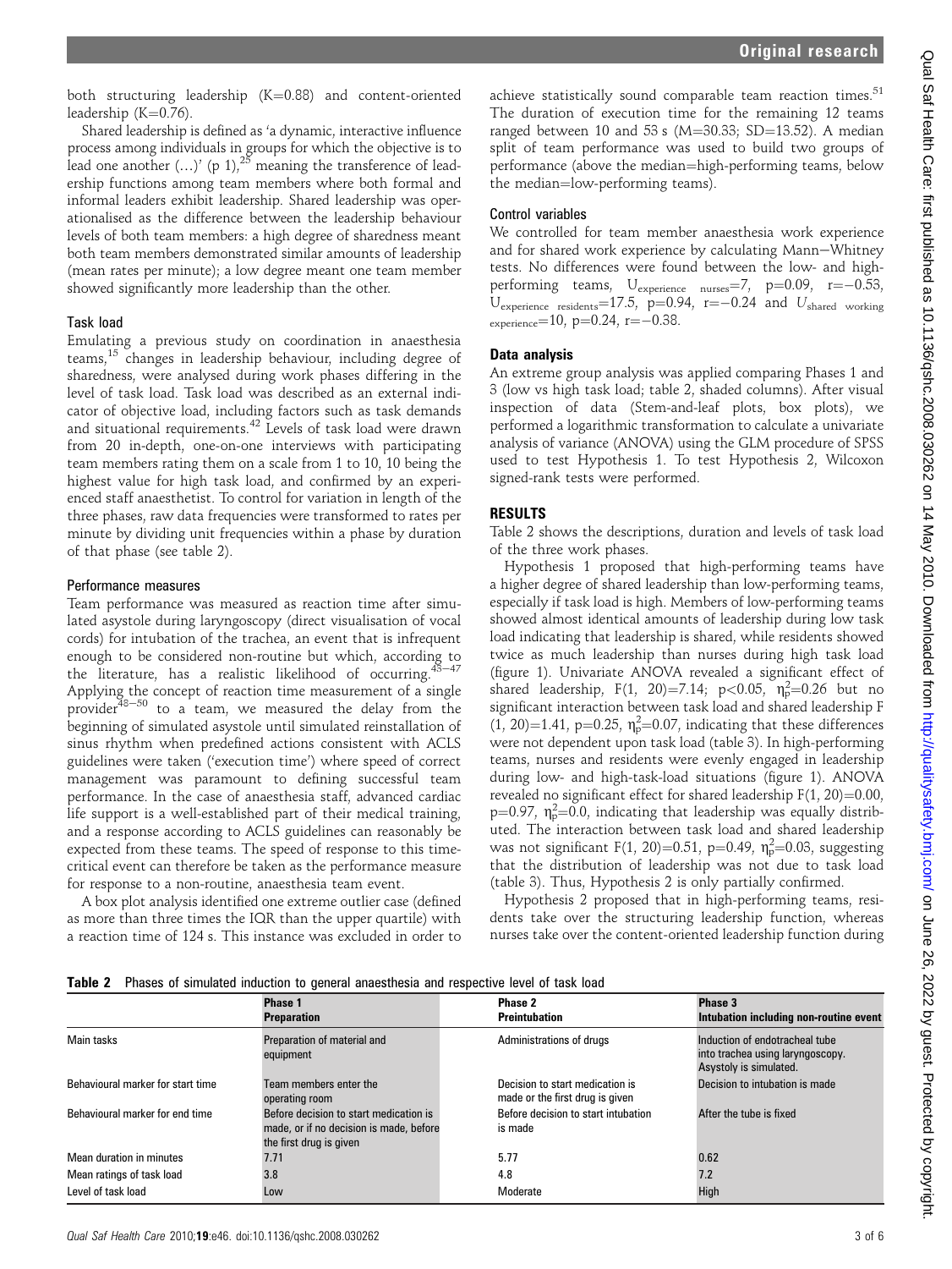both structuring leadership (K=0.88) and content-oriented leadership (K=0.76).

Shared leadership is defined as 'a dynamic, interactive influence process among individuals in groups for which the objective is to lead one another (...)' (p 1),[25] meaning the transference of leadership functions among team members where both formal and informal leaders exhibit leadership. Shared leadership was operationalised as the difference between the leadership behaviour levels of both team members: a high degree of sharedness meant both team members demonstrated similar amounts of leadership (mean rates per minute); a low degree meant one team member showed significantly more leadership than the other.

### Task load

Emulating a previous study on coordination in anaesthesia teams,[15] changes in leadership behaviour, including degree of sharedness, were analysed during work phases differing in the level of task load. Task load was described as an external indicator of objective load, including factors such as task demands and situational requirements.[42] Levels of task load were drawn from 20 in-depth, one-on-one interviews with participating team members rating them on a scale from 1 to 10, 10 being the highest value for high task load, and confirmed by an experienced staff anaesthetist. To control for variation in length of the three phases, raw data frequencies were transformed to rates per minute by dividing unit frequencies within a phase by duration of that phase (see table 2).

### Performance measures

Team performance was measured as reaction time after simulated asystole during laryngoscopy (direct visualisation of vocal cords) for intubation of the trachea, an event that is infrequent enough to be considered non-routine but which, according to the literature, has a realistic likelihood of occurring.[43–47] Applying the concept of reaction time measurement of a single provider[48–50] to a team, we measured the delay from the beginning of simulated asystole until simulated reinstallation of sinus rhythm when predefined actions consistent with ACLS guidelines were taken ('execution time') where speed of correct management was paramount to defining successful team performance. In the case of anaesthesia staff, advanced cardiac life support is a well-established part of their medical training, and a response according to ACLS guidelines can reasonably be expected from these teams. The speed of response to this time-critical event can therefore be taken as the performance measure for response to a non-routine, anaesthesia team event.

A box plot analysis identified one extreme outlier case (defined as more than three times the IQR than the upper quartile) with a reaction time of 124 s. This instance was excluded in order to achieve statistically sound comparable team reaction times.[51] The duration of execution time for the remaining 12 teams ranged between 10 and 53 s (M=30.33; SD=13.52). A median split of team performance was used to build two groups of performance (above the median=high-performing teams, below the median=low-performing teams).

### Control variables

We controlled for team member anaesthesia work experience and for shared work experience by calculating Mann–Whitney tests. No differences were found between the low- and high-performing teams, $U_{experience\ nurses}=7$, $p=0.09$, $r=-0.53$, $U_{experience\ residents}=17.5$, $p=0.94$, $r=-0.24$ and $U_{shared\ working\ experience}=10$, $p=0.24$, $r=-0.38$.

### Data analysis

An extreme group analysis was applied comparing Phases 1 and 3 (low vs high task load; table 2, shaded columns). After visual inspection of data (Stem-and-leaf plots, box plots), we performed a logarithmic transformation to calculate a univariate analysis of variance (ANOVA) using the GLM procedure of SPSS used to test Hypothesis 1. To test Hypothesis 2, Wilcoxon signed-rank tests were performed.

## RESULTS

Table 2 shows the descriptions, duration and levels of task load of the three work phases.

Hypothesis 1 proposed that high-performing teams have a higher degree of shared leadership than low-performing teams, especially if task load is high. Members of low-performing teams showed almost identical amounts of leadership during low task load indicating that leadership is shared, while residents showed twice as much leadership than nurses during high task load (figure 1). Univariate ANOVA revealed a significant effect of shared leadership, $F(1, 20)=7.14$; $p<0.05$, $\eta_p^2=0.26$ but no significant interaction between task load and shared leadership $F(1, 20)=1.41$, $p=0.25$, $\eta_p^2=0.07$, indicating that these differences were not dependent upon task load (table 3). In high-performing teams, nurses and residents were evenly engaged in leadership during low- and high-task-load situations (figure 1). ANOVA revealed no significant effect for shared leadership $F(1, 20)=0.00$, $p=0.97$, $\eta_p^2=0.0$, indicating that leadership was equally distributed. The interaction between task load and shared leadership was not significant $F(1, 20)=0.51$, $p=0.49$, $\eta_p^2=0.03$, suggesting that the distribution of leadership was not due to task load (table 3). Thus, Hypothesis 2 is only partially confirmed.

Hypothesis 2 proposed that in high-performing teams, residents take over the structuring leadership function, whereas nurses take over the content-oriented leadership function during

**Table 2** Phases of simulated induction to general anaesthesia and respective level of task load

| | Phase 1 Preparation | Phase 2 Preintubation | Phase 3 Intubation including non-routine event |
|---|---|---|---|
| Main tasks | Preparation of material and equipment | Administrations of drugs | Induction of endotracheal tube into trachea using laryngoscopy. Asystoly is simulated. |
| Behavioural marker for start time | Team members enter the operating room | Decision to start medication is made or the first drug is given | Decision to intubation is made |
| Behavioural marker for end time | Before decision to start medication is made, or if no decision is made, before the first drug is given | Before decision to start intubation is made | After the tube is fixed |
| Mean duration in minutes | 7.71 | 5.77 | 0.62 |
| Mean ratings of task load | 3.8 | 4.8 | 7.2 |
| Level of task load | Low | Moderate | High |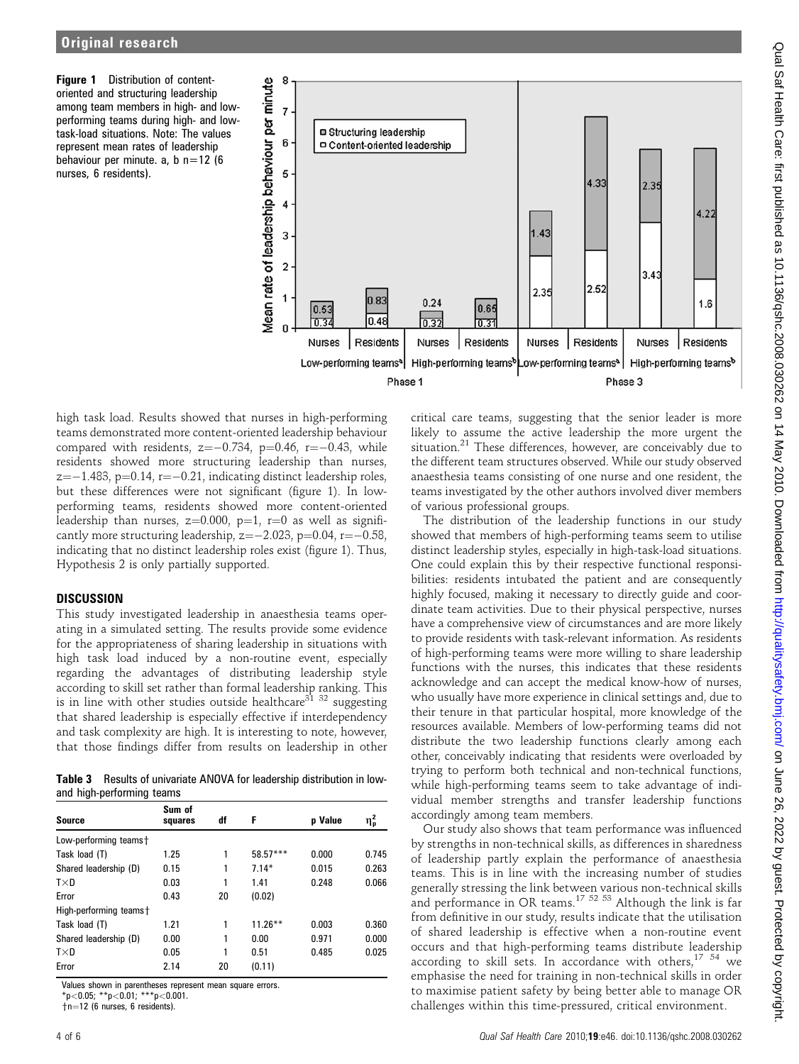**Figure 1** Distribution of content-oriented and structuring leadership among team members in high- and low-performing teams during high- and low-task-load situations. Note: The values represent mean rates of leadership behaviour per minute. a, b n=12 (6 nurses, 6 residents).

high task load. Results showed that nurses in high-performing teams demonstrated more content-oriented leadership behaviour compared with residents, z=−0.734, p=0.46, r=−0.43, while residents showed more structuring leadership than nurses, z=−1.483, p=0.14, r=−0.21, indicating distinct leadership roles, but these differences were not significant (figure 1). In low-performing teams, residents showed more content-oriented leadership than nurses, z=0.000, p=1, r=0 as well as significantly more structuring leadership, z=−2.023, p=0.04, r=−0.58, indicating that no distinct leadership roles exist (figure 1). Thus, Hypothesis 2 is only partially supported.

## DISCUSSION

This study investigated leadership in anaesthesia teams operating in a simulated setting. The results provide some evidence for the appropriateness of sharing leadership in situations with high task load induced by a non-routine event, especially regarding the advantages of distributing leadership style according to skill set rather than formal leadership ranking. This is in line with other studies outside healthcare[31 32] suggesting that shared leadership is especially effective if interdependency and task complexity are high. It is interesting to note, however, that those findings differ from results on leadership in other critical care teams, suggesting that the senior leader is more likely to assume the active leadership the more urgent the situation.[21] These differences, however, are conceivably due to the different team structures observed. While our study observed anaesthesia teams consisting of one nurse and one resident, the teams investigated by the other authors involved diver members of various professional groups.

**Table 3** Results of univariate ANOVA for leadership distribution in low- and high-performing teams

| Source | Sum of squares | df | F | p Value | $\eta_p^2$ |
|---|---|---|---|---|---|
| Low-performing teams† | | | | | |
| Task load (T) | 1.25 | 1 | 58.57*** | 0.000 | 0.745 |
| Shared leadership (D) | 0.15 | 1 | 7.14* | 0.015 | 0.263 |
| T×D | 0.03 | 1 | 1.41 | 0.248 | 0.066 |
| Error | 0.43 | 20 | (0.02) | | |
| High-performing teams† | | | | | |
| Task load (T) | 1.21 | 1 | 11.26** | 0.003 | 0.360 |
| Shared leadership (D) | 0.00 | 1 | 0.00 | 0.971 | 0.000 |
| T×D | 0.05 | 1 | 0.51 | 0.485 | 0.025 |
| Error | 2.14 | 20 | (0.11) | | |

Values shown in parentheses represent mean square errors.
*p<0.05; **p<0.01; ***p<0.001.
†n=12 (6 nurses, 6 residents).

The distribution of the leadership functions in our study showed that members of high-performing teams seem to utilise distinct leadership styles, especially in high-task-load situations. One could explain this by their respective functional responsibilities: residents intubated the patient and are consequently highly focused, making it necessary to directly guide and coordinate team activities. Due to their physical perspective, nurses have a comprehensive view of circumstances and are more likely to provide residents with task-relevant information. As residents of high-performing teams were more willing to share leadership functions with the nurses, this indicates that these residents acknowledge and can accept the medical know-how of nurses, who usually have more experience in clinical settings and, due to their tenure in that particular hospital, more knowledge of the resources available. Members of low-performing teams did not distribute the two leadership functions clearly among each other, conceivably indicating that residents were overloaded by trying to perform both technical and non-technical functions, while high-performing teams seem to take advantage of individual member strengths and transfer leadership functions accordingly among team members.

Our study also shows that team performance was influenced by strengths in non-technical skills, as differences in sharedness of leadership partly explain the performance of anaesthesia teams. This is in line with the increasing number of studies generally stressing the link between various non-technical skills and performance in OR teams.[17 52 53] Although the link is far from definitive in our study, results indicate that the utilisation of shared leadership is effective when a non-routine event occurs and that high-performing teams distribute leadership according to skill sets. In accordance with others,[17 54] we emphasise the need for training in non-technical skills in order to maximise patient safety by being better able to manage OR challenges within this time-pressured, critical environment.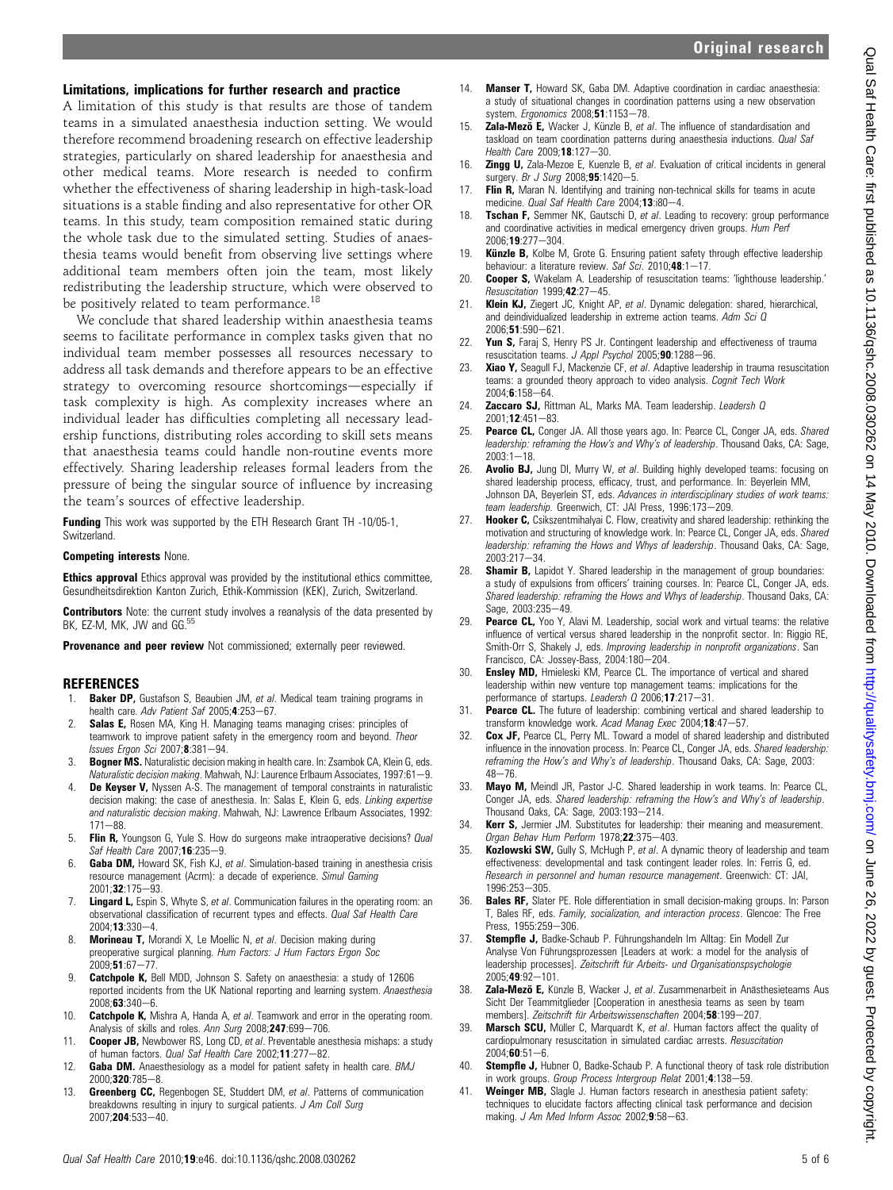## Limitations, implications for further research and practice

A limitation of this study is that results are those of tandem teams in a simulated anaesthesia induction setting. We would therefore recommend broadening research on effective leadership strategies, particularly on shared leadership for anaesthesia and other medical teams. More research is needed to confirm whether the effectiveness of sharing leadership in high-task-load situations is a stable finding and also representative for other OR teams. In this study, team composition remained static during the whole task due to the simulated setting. Studies of anaesthesia teams would benefit from observing live settings where additional team members often join the team, most likely redistributing the leadership structure, which were observed to be positively related to team performance.[18]

We conclude that shared leadership within anaesthesia teams seems to facilitate performance in complex tasks given that no individual team member possesses all resources necessary to address all task demands and therefore appears to be an effective strategy to overcoming resource shortcomings—especially if task complexity is high. As complexity increases where an individual leader has difficulties completing all necessary leadership functions, distributing roles according to skill sets means that anaesthesia teams could handle non-routine events more effectively. Sharing leadership releases formal leaders from the pressure of being the singular source of influence by increasing the team's sources of effective leadership.

**Funding** This work was supported by the ETH Research Grant TH -10/05-1, Switzerland.

**Competing interests** None.

**Ethics approval** Ethics approval was provided by the institutional ethics committee, Gesundheitsdirektion Kanton Zurich, Ethik-Kommission (KEK), Zurich, Switzerland.

**Contributors** Note: the current study involves a reanalysis of the data presented by BK, EZ-M, MK, JW and GG.[55]

**Provenance and peer review** Not commissioned; externally peer reviewed.

## REFERENCES

1. **Baker DP,** Gustafson S, Beaubien JM, *et al*. Medical team training programs in health care. *Adv Patient Saf* 2005;**4**:253–67.
2. **Salas E,** Rosen MA, King H. Managing teams managing crises: principles of teamwork to improve patient safety in the emergency room and beyond. *Theor Issues Ergon Sci* 2007;**8**:381–94.
3. **Bogner MS.** Naturalistic decision making in health care. In: Zsambok CA, Klein G, eds. *Naturalistic decision making*. Mahwah, NJ: Laurence Erlbaum Associates, 1997:61–9.
4. **De Keyser V,** Nyssen A-S. The management of temporal constraints in naturalistic decision making: the case of anesthesia. In: Salas E, Klein G, eds. *Linking expertise and naturalistic decision making*. Mahwah, NJ: Lawrence Erlbaum Associates, 1992: 171–88.
5. **Flin R,** Youngson G, Yule S. How do surgeons make intraoperative decisions? *Qual Saf Health Care* 2007;**16**:235–9.
6. **Gaba DM,** Howard SK, Fish KJ, *et al*. Simulation-based training in anesthesia crisis resource management (Acrm): a decade of experience. *Simul Gaming* 2001;**32**:175–93.
7. **Lingard L,** Espin S, Whyte S, *et al*. Communication failures in the operating room: an observational classification of recurrent types and effects. *Qual Saf Health Care* 2004;**13**:330–4.
8. **Morineau T,** Morandi X, Le Moellic N, *et al*. Decision making during preoperative surgical planning. *Hum Factors: J Hum Factors Ergon Soc* 2009;**51**:67–77.
9. **Catchpole K,** Bell MDD, Johnson S. Safety on anaesthesia: a study of 12606 reported incidents from the UK National reporting and learning system. *Anaesthesia* 2008;**63**:340–6.
10. **Catchpole K,** Mishra A, Handa A, *et al*. Teamwork and error in the operating room. Analysis of skills and roles. *Ann Surg* 2008;**247**:699–706.
11. **Cooper JB,** Newbower RS, Long CD, *et al*. Preventable anesthesia mishaps: a study of human factors. *Qual Saf Health Care* 2002;**11**:277–82.
12. **Gaba DM.** Anaesthesiology as a model for patient safety in health care. *BMJ* 2000;**320**:785–8.
13. **Greenberg CC,** Regenbogen SE, Studdert DM, *et al*. Patterns of communication breakdowns resulting in injury to surgical patients. *J Am Coll Surg* 2007;**204**:533–40.
14. **Manser T,** Howard SK, Gaba DM. Adaptive coordination in cardiac anaesthesia: a study of situational changes in coordination patterns using a new observation system. *Ergonomics* 2008;**51**:1153–78.
15. **Zala-Mezö E,** Wacker J, Künzle B, *et al*. The influence of standardisation and taskload on team coordination patterns during anaesthesia inductions. *Qual Saf Health Care* 2009;**18**:127–30.
16. **Zingg U,** Zala-Mezoe E, Kuenzle B, *et al*. Evaluation of critical incidents in general surgery. *Br J Surg* 2008;**95**:1420–5.
17. **Flin R,** Maran N. Identifying and training non-technical skills for teams in acute medicine. *Qual Saf Health Care* 2004;**13**:i80–4.
18. **Tschan F,** Semmer NK, Gautschi D, *et al*. Leading to recovery: group performance and coordinative activities in medical emergency driven groups. *Hum Perf* 2006;**19**:277–304.
19. **Künzle B,** Kolbe M, Grote G. Ensuring patient safety through effective leadership behaviour: a literature review. *Saf Sci*. 2010;**48**:1–17.
20. **Cooper S,** Wakelam A. Leadership of resuscitation teams: 'lighthouse leadership.' *Resuscitation* 1999;**42**:27–45.
21. **Klein KJ,** Ziegert JC, Knight AP, *et al*. Dynamic delegation: shared, hierarchical, and deindividualized leadership in extreme action teams. *Adm Sci Q* 2006;**51**:590–621.
22. **Yun S,** Faraj S, Henry PS Jr. Contingent leadership and effectiveness of trauma resuscitation teams. *J Appl Psychol* 2005;**90**:1288–96.
23. **Xiao Y,** Seagull FJ, Mackenzie CF, *et al*. Adaptive leadership in trauma resuscitation teams: a grounded theory approach to video analysis. *Cognit Tech Work* 2004;**6**:158–64.
24. **Zaccaro SJ,** Rittman AL, Marks MA. Team leadership. *Leadersh Q* 2001;**12**:451–83.
25. **Pearce CL,** Conger JA. All those years ago. In: Pearce CL, Conger JA, eds. *Shared leadership: reframing the How's and Why's of leadership*. Thousand Oaks, CA: Sage, 2003:1–18.
26. **Avolio BJ,** Jung DI, Murry W, *et al*. Building highly developed teams: focusing on shared leadership process, efficacy, trust, and performance. In: Beyerlein MM, Johnson DA, Beyerlein ST, eds. *Advances in interdisciplinary studies of work teams: team leadership*. Greenwich, CT: JAI Press, 1996:173–209.
27. **Hooker C,** Csikszentmihalyai C. Flow, creativity and shared leadership: rethinking the motivation and structuring of knowledge work. In: Pearce CL, Conger JA, eds. *Shared leadership: reframing the Hows and Whys of leadership*. Thousand Oaks, CA: Sage, 2003:217–34.
28. **Shamir B,** Lapidot Y. Shared leadership in the management of group boundaries: a study of expulsions from officers' training courses. In: Pearce CL, Conger JA, eds. *Shared leadership: reframing the Hows and Whys of leadership*. Thousand Oaks, CA: Sage, 2003:235–49.
29. **Pearce CL,** Yoo Y, Alavi M. Leadership, social work and virtual teams: the relative influence of vertical versus shared leadership in the nonprofit sector. In: Riggio RE, Smith-Orr S, Shakely J, eds. *Improving leadership in nonprofit organizations*. San Francisco, CA: Jossey-Bass, 2004:180–204.
30. **Ensley MD,** Hmieleski KM, Pearce CL. The importance of vertical and shared leadership within new venture top management teams: implications for the performance of startups. *Leadersh Q* 2006;**17**:217–31.
31. **Pearce CL.** The future of leadership: combining vertical and shared leadership to transform knowledge work. *Acad Manag Exec* 2004;**18**:47–57.
32. **Cox JF,** Pearce CL, Perry ML. Toward a model of shared leadership and distributed influence in the innovation process. In: Pearce CL, Conger JA, eds. *Shared leadership: reframing the How's and Why's of leadership*. Thousand Oaks, CA: Sage, 2003: 48–76.
33. **Mayo M,** Meindl JR, Pastor J-C. Shared leadership in work teams. In: Pearce CL, Conger JA, eds. *Shared leadership: reframing the How's and Why's of leadership*. Thousand Oaks, CA: Sage, 2003:193–214.
34. **Kerr S,** Jermier JM. Substitutes for leadership: their meaning and measurement. *Organ Behav Hum Perform* 1978;**22**:375–403.
35. **Kozlowski SW,** Gully S, McHugh P, *et al*. A dynamic theory of leadership and team effectiveness: developmental and task contingent leader roles. In: Ferris G, ed. *Research in personnel and human resource management*. Greenwich: CT: JAI, 1996:253–305.
36. **Bales RF,** Slater PE. Role differentiation in small decision-making groups. In: Parson T, Bales RF, eds. *Family, socialization, and interaction process*. Glencoe: The Free Press, 1955:259–306.
37. **Stempfle J,** Badke-Schaub P. Führungshandeln Im Alltag: Ein Modell Zur Analyse Von Führungsprozessen [Leaders at work: a model for the analysis of leadership processes]. *Zeitschrift für Arbeits- und Organisationspsychologie* 2005;**49**:92–101.
38. **Zala-Mezö E,** Künzle B, Wacker J, *et al*. Zusammenarbeit in Anästhesieteams Aus Sicht Der Teammitglieder [Cooperation in anaesthesia teams as seen by team members]. *Zeitschrift für Arbeitswissenschaften* 2004;**58**:199–207.
39. **Marsch SCU,** Müller C, Marquardt K, *et al*. Human factors affect the quality of cardiopulmonary resuscitation in simulated cardiac arrests. *Resuscitation* 2004;**60**:51–6.
40. **Stempfle J,** Hubner O, Badke-Schaub P. A functional theory of task role distribution in work groups. *Group Process Intergroup Relat* 2001;**4**:138–59.
41. **Weinger MB,** Slagle J. Human factors research in anesthesia patient safety: techniques to elucidate factors affecting clinical task performance and decision making. *J Am Med Inform Assoc* 2002;**9**:58–63.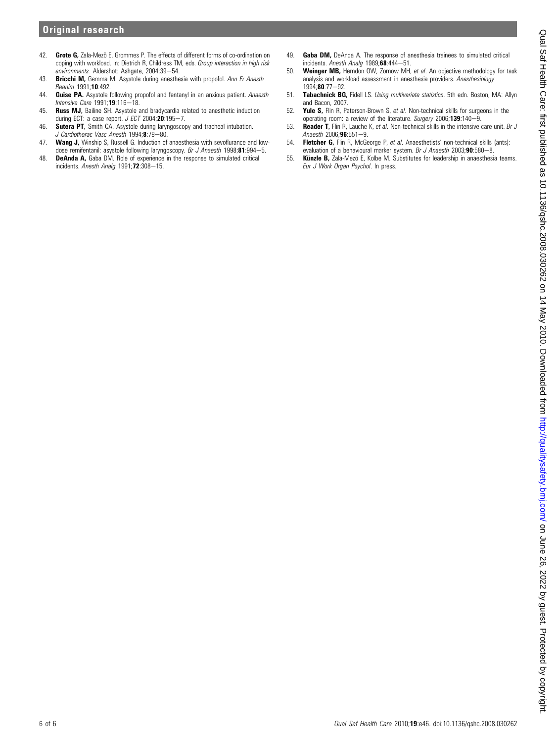42. **Grote G,** Zala-Mezö E, Grommes P. The effects of different forms of co-ordination on coping with workload. In: Dietrich R, Childress TM, eds. *Group interaction in high risk environments.* Aldershot: Ashgate, 2004:39–54.
43. **Bricchi M,** Gemma M. Asystole during anesthesia with propofol. *Ann Fr Anesth Reanim* 1991;**10**:492.
44. **Guise PA.** Asystole following propofol and fentanyl in an anxious patient. *Anaesth Intensive Care* 1991;**19**:116–18.
45. **Russ MJ,** Bailine SH. Asystole and bradycardia related to anesthetic induction during ECT: a case report. *J ECT* 2004;**20**:195–7.
46. **Sutera PT,** Smith CA. Asystole during laryngoscopy and tracheal intubation. *J Cardiothorac Vasc Anesth* 1994;**8**:79–80.
47. **Wang J,** Winship S, Russell G. Induction of anaesthesia with sevoflurance and low-dose remifentanil: asystole following laryngoscopy. *Br J Anaesth* 1998;**81**:994–5.
48. **DeAnda A,** Gaba DM. Role of experience in the response to simulated critical incidents. *Anesth Analg* 1991;**72**:308–15.
49. **Gaba DM,** DeAnda A. The response of anesthesia trainees to simulated critical incidents. *Anesth Analg* 1989;**68**:444–51.
50. **Weinger MB,** Herndon OW, Zornow MH, *et al*. An objective methodology for task analysis and workload assessment in anesthesia providers. *Anesthesiology* 1994;**80**:77–92.
51. **Tabachnick BG,** Fidell LS. *Using multivariate statistics*. 5th edn. Boston, MA: Allyn and Bacon, 2007.
52. **Yule S,** Flin R, Paterson-Brown S, *et al*. Non-technical skills for surgeons in the operating room: a review of the literature. *Surgery* 2006;**139**:140–9.
53. **Reader T,** Flin R, Lauche K, *et al*. Non-technical skills in the intensive care unit. *Br J Anaesth* 2006;**96**:551–9.
54. **Fletcher G,** Flin R, McGeorge P, *et al*. Anaesthetists' non-technical skills (ants): evaluation of a behavioural marker system. *Br J Anaesth* 2003;**90**:580–8.
55. **Künzle B,** Zala-Mezö E, Kolbe M. Substitutes for leadership in anaesthesia teams. *Eur J Work Organ Psychol*. In press.